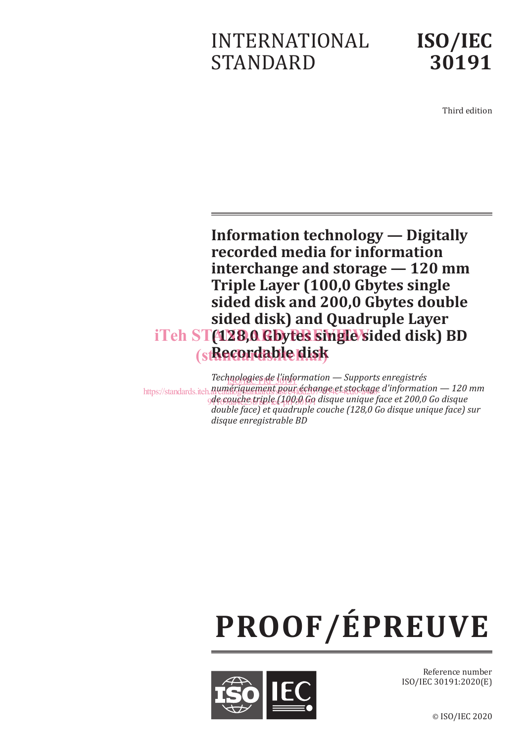INTERNATIONAL STANDARD

**ISO/IEC 30191**

Third edition

# Information technology — Digitally recorded media for information interchange and storage — 120 mm Triple Layer (100,0 Gbytes single sided disk and 200,0 Gbytes double sided disk) and Quadruple Layer (128,0 Gbytes single sided disk) BD Recordable disk

*Technologies de l'information — Supports enregistrés numériquement pour échange et stockage d'information — 120 mm de couche triple (100,0 Go disque unique face et 200,0 Go disque double face) et quadruple couche (128,0 Go disque unique face) sur disque enregistrable BD*

**PROOF/ÉPREUVE**

Reference number
ISO/IEC 30191:2020(E)

© ISO/IEC 2020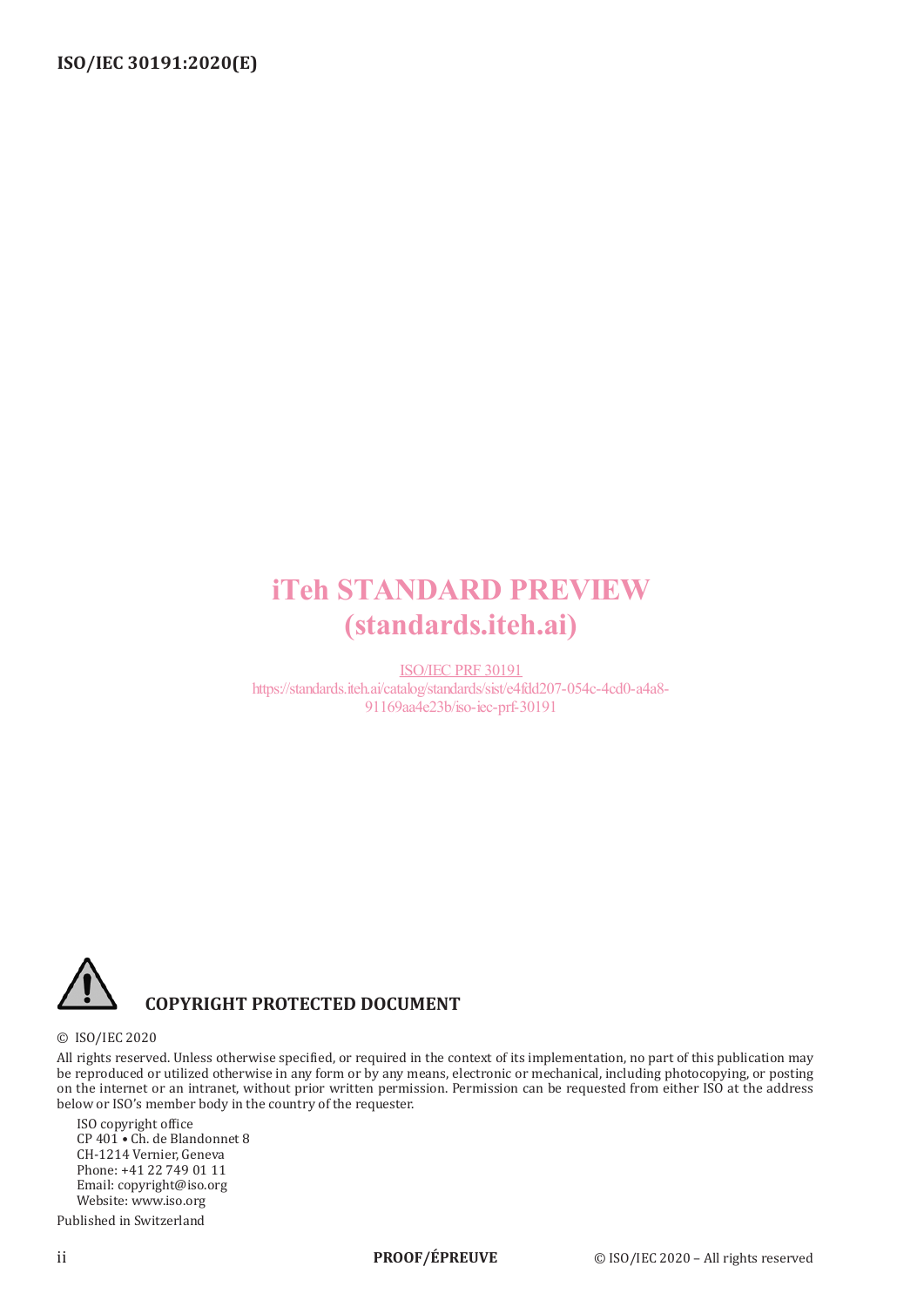iTeh STANDARD PREVIEW
(standards.iteh.ai)

ISO/IEC PRF 30191
https://standards.iteh.ai/catalog/standards/sist/e4fdd207-054c-4cd0-a4a8-91169aa4e23b/iso-iec-prf-30191

**COPYRIGHT PROTECTED DOCUMENT**

© ISO/IEC 2020

All rights reserved. Unless otherwise specified, or required in the context of its implementation, no part of this publication may be reproduced or utilized otherwise in any form or by any means, electronic or mechanical, including photocopying, or posting on the internet or an intranet, without prior written permission. Permission can be requested from either ISO at the address below or ISO's member body in the country of the requester.

ISO copyright office
CP 401 • Ch. de Blandonnet 8
CH-1214 Vernier, Geneva
Phone: +41 22 749 01 11
Email: copyright@iso.org
Website: www.iso.org

Published in Switzerland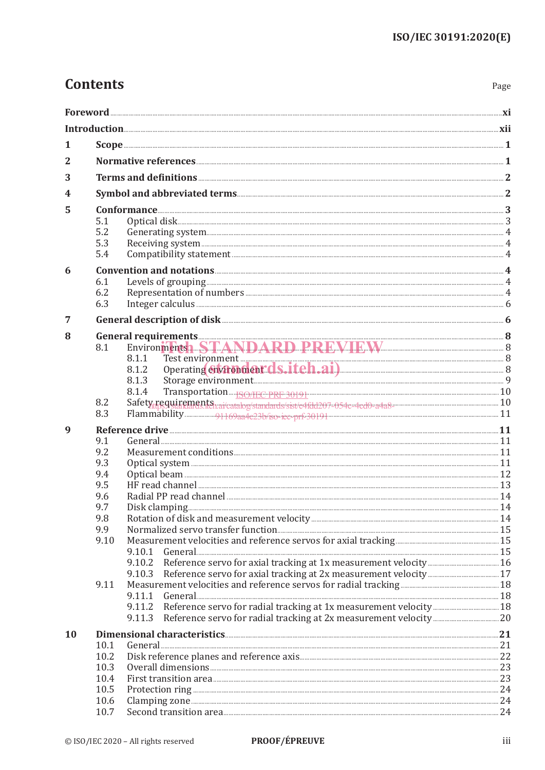# Contents

Page

**Foreword** ... xi

**Introduction** ... xii

**1 Scope** ... 1

**2 Normative references** ... 1

**3 Terms and definitions** ... 2

**4 Symbol and abbreviated terms** ... 2

**5 Conformance** ... 3
- 5.1 Optical disk ... 3
- 5.2 Generating system ... 4
- 5.3 Receiving system ... 4
- 5.4 Compatibility statement ... 4

**6 Convention and notations** ... 4
- 6.1 Levels of grouping ... 4
- 6.2 Representation of numbers ... 4
- 6.3 Integer calculus ... 6

**7 General description of disk** ... 6

**8 General requirements** ... 8
- 8.1 Environments ... 8
  - 8.1.1 Test environment ... 8
  - 8.1.2 Operating environment ... 8
  - 8.1.3 Storage environment ... 9
  - 8.1.4 Transportation ... 10
- 8.2 Safety requirements ... 10
- 8.3 Flammability ... 11

**9 Reference drive** ... 11
- 9.1 General ... 11
- 9.2 Measurement conditions ... 11
- 9.3 Optical system ... 11
- 9.4 Optical beam ... 12
- 9.5 HF read channel ... 13
- 9.6 Radial PP read channel ... 14
- 9.7 Disk clamping ... 14
- 9.8 Rotation of disk and measurement velocity ... 14
- 9.9 Normalized servo transfer function ... 15
- 9.10 Measurement velocities and reference servos for axial tracking ... 15
  - 9.10.1 General ... 15
  - 9.10.2 Reference servo for axial tracking at 1x measurement velocity ... 16
  - 9.10.3 Reference servo for axial tracking at 2x measurement velocity ... 17
- 9.11 Measurement velocities and reference servos for radial tracking ... 18
  - 9.11.1 General ... 18
  - 9.11.2 Reference servo for radial tracking at 1x measurement velocity ... 18
  - 9.11.3 Reference servo for radial tracking at 2x measurement velocity ... 20

**10 Dimensional characteristics** ... 21
- 10.1 General ... 21
- 10.2 Disk reference planes and reference axis ... 22
- 10.3 Overall dimensions ... 23
- 10.4 First transition area ... 23
- 10.5 Protection ring ... 24
- 10.6 Clamping zone ... 24
- 10.7 Second transition area ... 24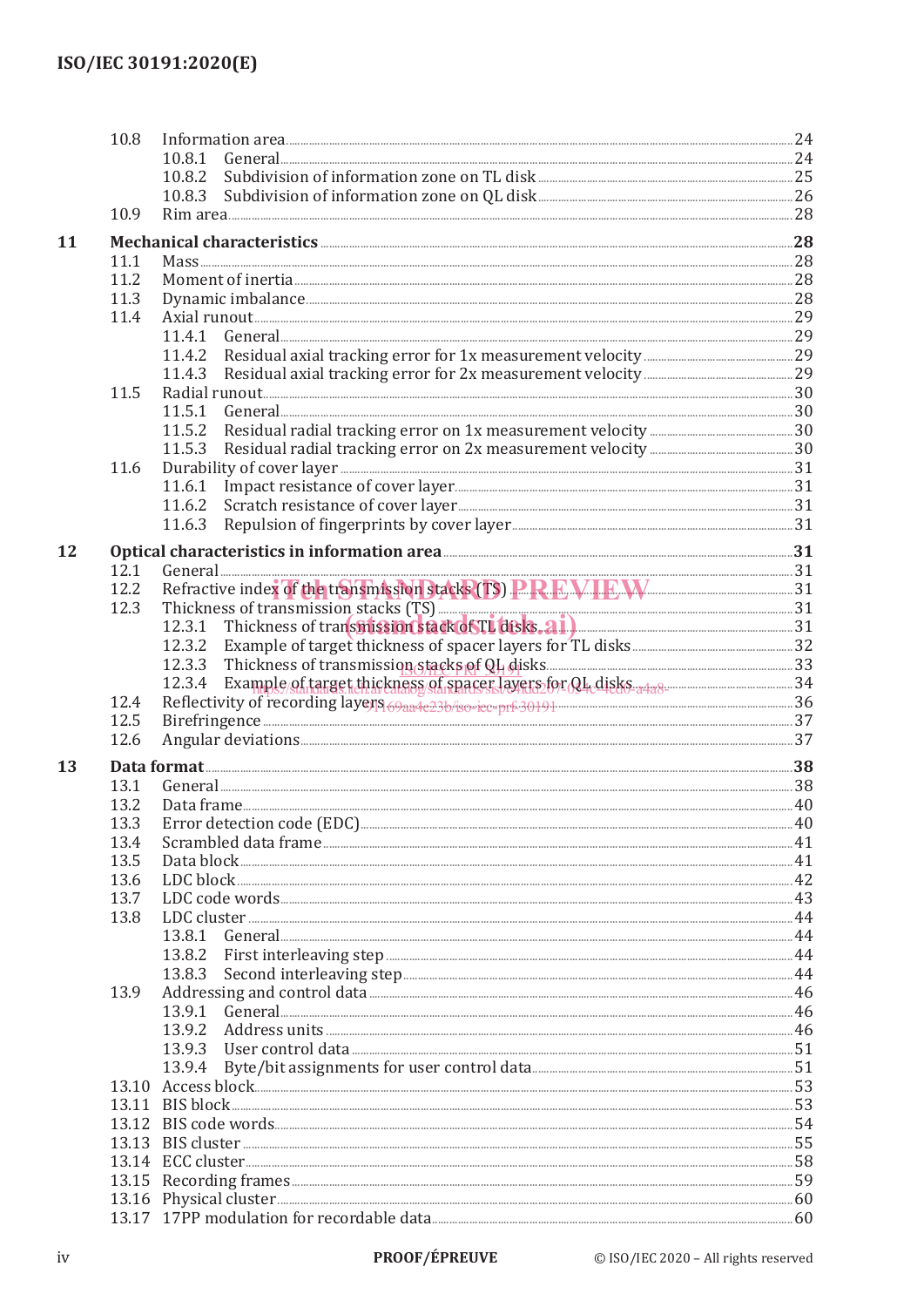| | | | |
|---|---|---|---|
| | 10.8 | Information area | 24 |
| | | 10.8.1 General | 24 |
| | | 10.8.2 Subdivision of information zone on TL disk | 25 |
| | | 10.8.3 Subdivision of information zone on QL disk | 26 |
| | 10.9 | Rim area | 28 |
| **11** | | **Mechanical characteristics** | **28** |
| | 11.1 | Mass | 28 |
| | 11.2 | Moment of inertia | 28 |
| | 11.3 | Dynamic imbalance | 28 |
| | 11.4 | Axial runout | 29 |
| | | 11.4.1 General | 29 |
| | | 11.4.2 Residual axial tracking error for 1x measurement velocity | 29 |
| | | 11.4.3 Residual axial tracking error for 2x measurement velocity | 29 |
| | 11.5 | Radial runout | 30 |
| | | 11.5.1 General | 30 |
| | | 11.5.2 Residual radial tracking error on 1x measurement velocity | 30 |
| | | 11.5.3 Residual radial tracking error on 2x measurement velocity | 30 |
| | 11.6 | Durability of cover layer | 31 |
| | | 11.6.1 Impact resistance of cover layer | 31 |
| | | 11.6.2 Scratch resistance of cover layer | 31 |
| | | 11.6.3 Repulsion of fingerprints by cover layer | 31 |
| **12** | | **Optical characteristics in information area** | **31** |
| | 12.1 | General | 31 |
| | 12.2 | Refractive index of the transmission stacks (TS) | 31 |
| | 12.3 | Thickness of transmission stacks (TS) | 31 |
| | | 12.3.1 Thickness of transmission stack of TL disks | 31 |
| | | 12.3.2 Example of target thickness of spacer layers for TL disks | 32 |
| | | 12.3.3 Thickness of transmission stacks of QL disks | 33 |
| | | 12.3.4 Example of target thickness of spacer layers for QL disks | 34 |
| | 12.4 | Reflectivity of recording layers | 36 |
| | 12.5 | Birefringence | 37 |
| | 12.6 | Angular deviations | 37 |
| **13** | | **Data format** | **38** |
| | 13.1 | General | 38 |
| | 13.2 | Data frame | 40 |
| | 13.3 | Error detection code (EDC) | 40 |
| | 13.4 | Scrambled data frame | 41 |
| | 13.5 | Data block | 41 |
| | 13.6 | LDC block | 42 |
| | 13.7 | LDC code words | 43 |
| | 13.8 | LDC cluster | 44 |
| | | 13.8.1 General | 44 |
| | | 13.8.2 First interleaving step | 44 |
| | | 13.8.3 Second interleaving step | 44 |
| | 13.9 | Addressing and control data | 46 |
| | | 13.9.1 General | 46 |
| | | 13.9.2 Address units | 46 |
| | | 13.9.3 User control data | 51 |
| | | 13.9.4 Byte/bit assignments for user control data | 51 |
| | 13.10 | Access block | 53 |
| | 13.11 | BIS block | 53 |
| | 13.12 | BIS code words | 54 |
| | 13.13 | BIS cluster | 55 |
| | 13.14 | ECC cluster | 58 |
| | 13.15 | Recording frames | 59 |
| | 13.16 | Physical cluster | 60 |
| | 13.17 | 17PP modulation for recordable data | 60 |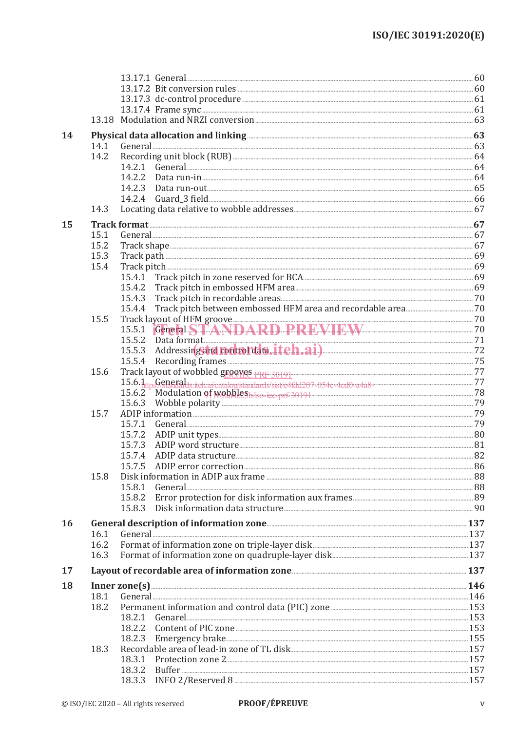13.17.1 General ..... 60
13.17.2 Bit conversion rules ..... 60
13.17.3 dc-control procedure ..... 61
13.17.4 Frame sync ..... 61
13.18 Modulation and NRZI conversion ..... 63

**14 Physical data allocation and linking ..... 63**
14.1 General ..... 63
14.2 Recording unit block (RUB) ..... 64
14.2.1 General ..... 64
14.2.2 Data run-in ..... 64
14.2.3 Data run-out ..... 65
14.2.4 Guard_3 field ..... 66
14.3 Locating data relative to wobble addresses ..... 67

**15 Track format ..... 67**
15.1 General ..... 67
15.2 Track shape ..... 67
15.3 Track path ..... 69
15.4 Track pitch ..... 69
15.4.1 Track pitch in zone reserved for BCA ..... 69
15.4.2 Track pitch in embossed HFM area ..... 69
15.4.3 Track pitch in recordable areas ..... 70
15.4.4 Track pitch between embossed HFM area and recordable area ..... 70
15.5 Track layout of HFM groove ..... 70
15.5.1 General ..... 70
15.5.2 Data format ..... 71
15.5.3 Addressing and control data ..... 72
15.5.4 Recording frames ..... 75
15.6 Track layout of wobbled grooves ..... 77
15.6.1 General ..... 77
15.6.2 Modulation of wobbles ..... 78
15.6.3 Wobble polarity ..... 79
15.7 ADIP information ..... 79
15.7.1 General ..... 79
15.7.2 ADIP unit types ..... 80
15.7.3 ADIP word structure ..... 81
15.7.4 ADIP data structure ..... 82
15.7.5 ADIP error correction ..... 86
15.8 Disk information in ADIP aux frame ..... 88
15.8.1 General ..... 88
15.8.2 Error protection for disk information aux frames ..... 89
15.8.3 Disk information data structure ..... 90

**16 General description of information zone ..... 137**
16.1 General ..... 137
16.2 Format of information zone on triple-layer disk ..... 137
16.3 Format of information zone on quadruple-layer disk ..... 137

**17 Layout of recordable area of information zone ..... 137**

**18 Inner zone(s) ..... 146**
18.1 General ..... 146
18.2 Permanent information and control data (PIC) zone ..... 153
18.2.1 Genarel ..... 153
18.2.2 Content of PIC zone ..... 153
18.2.3 Emergency brake ..... 155
18.3 Recordable area of lead-in zone of TL disk ..... 157
18.3.1 Protection zone 2 ..... 157
18.3.2 Buffer ..... 157
18.3.3 INFO 2/Reserved 8 ..... 157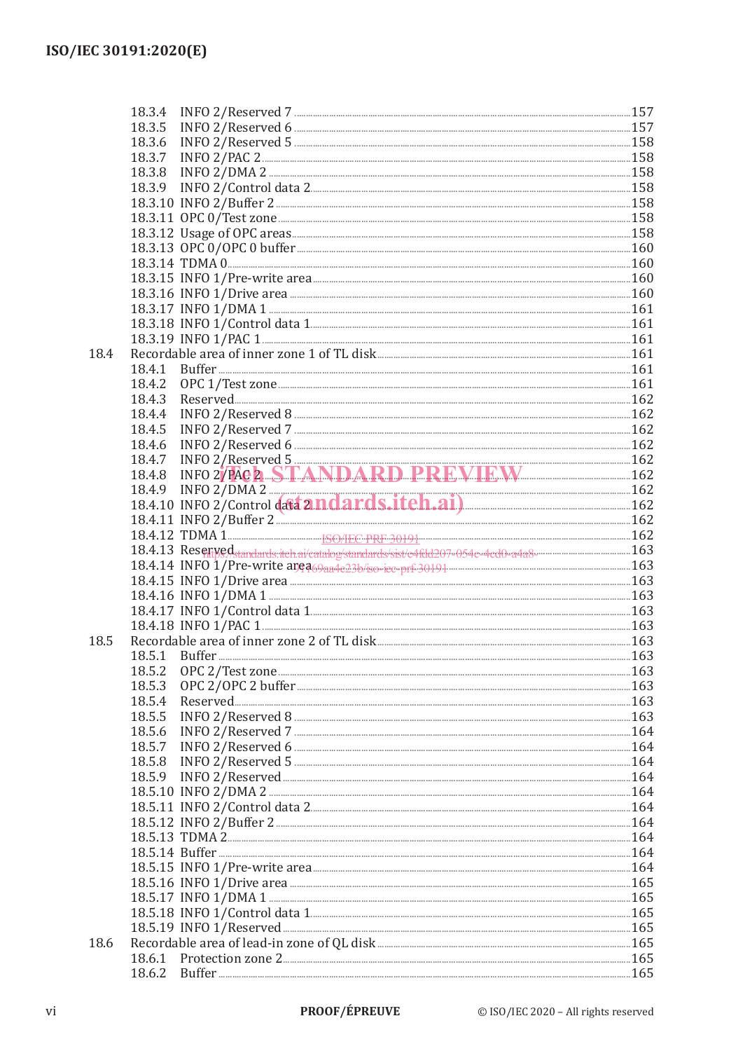18.3.4 INFO 2/Reserved 7 ... 157
18.3.5 INFO 2/Reserved 6 ... 157
18.3.6 INFO 2/Reserved 5 ... 158
18.3.7 INFO 2/PAC 2 ... 158
18.3.8 INFO 2/DMA 2 ... 158
18.3.9 INFO 2/Control data 2 ... 158
18.3.10 INFO 2/Buffer 2 ... 158
18.3.11 OPC 0/Test zone ... 158
18.3.12 Usage of OPC areas ... 158
18.3.13 OPC 0/OPC 0 buffer ... 160
18.3.14 TDMA 0 ... 160
18.3.15 INFO 1/Pre-write area ... 160
18.3.16 INFO 1/Drive area ... 160
18.3.17 INFO 1/DMA 1 ... 161
18.3.18 INFO 1/Control data 1 ... 161
18.3.19 INFO 1/PAC 1 ... 161

18.4 Recordable area of inner zone 1 of TL disk ... 161
18.4.1 Buffer ... 161
18.4.2 OPC 1/Test zone ... 161
18.4.3 Reserved ... 162
18.4.4 INFO 2/Reserved 8 ... 162
18.4.5 INFO 2/Reserved 7 ... 162
18.4.6 INFO 2/Reserved 6 ... 162
18.4.7 INFO 2/Reserved 5 ... 162
18.4.8 INFO 2/PAC 2 ... 162
18.4.9 INFO 2/DMA 2 ... 162
18.4.10 INFO 2/Control data 2 ... 162
18.4.11 INFO 2/Buffer 2 ... 162
18.4.12 TDMA 1 ... 162
18.4.13 Reserved ... 163
18.4.14 INFO 1/Pre-write area ... 163
18.4.15 INFO 1/Drive area ... 163
18.4.16 INFO 1/DMA 1 ... 163
18.4.17 INFO 1/Control data 1 ... 163
18.4.18 INFO 1/PAC 1 ... 163

18.5 Recordable area of inner zone 2 of TL disk ... 163
18.5.1 Buffer ... 163
18.5.2 OPC 2/Test zone ... 163
18.5.3 OPC 2/OPC 2 buffer ... 163
18.5.4 Reserved ... 163
18.5.5 INFO 2/Reserved 8 ... 163
18.5.6 INFO 2/Reserved 7 ... 164
18.5.7 INFO 2/Reserved 6 ... 164
18.5.8 INFO 2/Reserved 5 ... 164
18.5.9 INFO 2/Reserved ... 164
18.5.10 INFO 2/DMA 2 ... 164
18.5.11 INFO 2/Control data 2 ... 164
18.5.12 INFO 2/Buffer 2 ... 164
18.5.13 TDMA 2 ... 164
18.5.14 Buffer ... 164
18.5.15 INFO 1/Pre-write area ... 164
18.5.16 INFO 1/Drive area ... 165
18.5.17 INFO 1/DMA 1 ... 165
18.5.18 INFO 1/Control data 1 ... 165
18.5.19 INFO 1/Reserved ... 165

18.6 Recordable area of lead-in zone of QL disk ... 165
18.6.1 Protection zone 2 ... 165
18.6.2 Buffer ... 165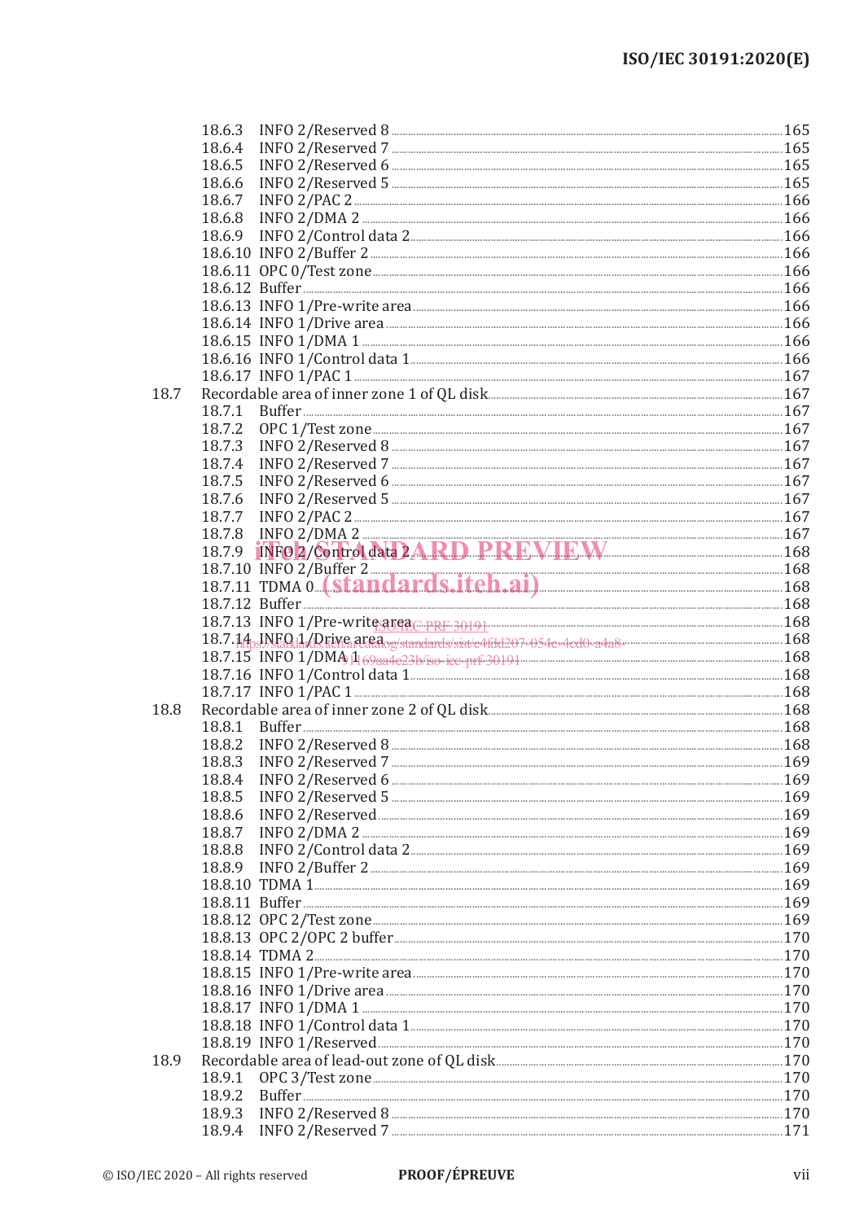18.6.3 INFO 2/Reserved 8 ........ 165
18.6.4 INFO 2/Reserved 7 ........ 165
18.6.5 INFO 2/Reserved 6 ........ 165
18.6.6 INFO 2/Reserved 5 ........ 165
18.6.7 INFO 2/PAC 2 ........ 166
18.6.8 INFO 2/DMA 2 ........ 166
18.6.9 INFO 2/Control data 2 ........ 166
18.6.10 INFO 2/Buffer 2 ........ 166
18.6.11 OPC 0/Test zone ........ 166
18.6.12 Buffer ........ 166
18.6.13 INFO 1/Pre-write area ........ 166
18.6.14 INFO 1/Drive area ........ 166
18.6.15 INFO 1/DMA 1 ........ 166
18.6.16 INFO 1/Control data 1 ........ 166
18.6.17 INFO 1/PAC 1 ........ 167

18.7 Recordable area of inner zone 1 of QL disk ........ 167
18.7.1 Buffer ........ 167
18.7.2 OPC 1/Test zone ........ 167
18.7.3 INFO 2/Reserved 8 ........ 167
18.7.4 INFO 2/Reserved 7 ........ 167
18.7.5 INFO 2/Reserved 6 ........ 167
18.7.6 INFO 2/Reserved 5 ........ 167
18.7.7 INFO 2/PAC 2 ........ 167
18.7.8 INFO 2/DMA 2 ........ 167
18.7.9 INFO 2/Control data 2 ........ 168
18.7.10 INFO 2/Buffer 2 ........ 168
18.7.11 TDMA 0 ........ 168
18.7.12 Buffer ........ 168
18.7.13 INFO 1/Pre-write area ........ 168
18.7.14 INFO 1/Drive area ........ 168
18.7.15 INFO 1/DMA 1 ........ 168
18.7.16 INFO 1/Control data 1 ........ 168
18.7.17 INFO 1/PAC 1 ........ 168

18.8 Recordable area of inner zone 2 of QL disk ........ 168
18.8.1 Buffer ........ 168
18.8.2 INFO 2/Reserved 8 ........ 168
18.8.3 INFO 2/Reserved 7 ........ 169
18.8.4 INFO 2/Reserved 6 ........ 169
18.8.5 INFO 2/Reserved 5 ........ 169
18.8.6 INFO 2/Reserved ........ 169
18.8.7 INFO 2/DMA 2 ........ 169
18.8.8 INFO 2/Control data 2 ........ 169
18.8.9 INFO 2/Buffer 2 ........ 169
18.8.10 TDMA 1 ........ 169
18.8.11 Buffer ........ 169
18.8.12 OPC 2/Test zone ........ 169
18.8.13 OPC 2/OPC 2 buffer ........ 170
18.8.14 TDMA 2 ........ 170
18.8.15 INFO 1/Pre-write area ........ 170
18.8.16 INFO 1/Drive area ........ 170
18.8.17 INFO 1/DMA 1 ........ 170
18.8.18 INFO 1/Control data 1 ........ 170
18.8.19 INFO 1/Reserved ........ 170

18.9 Recordable area of lead-out zone of QL disk ........ 170
18.9.1 OPC 3/Test zone ........ 170
18.9.2 Buffer ........ 170
18.9.3 INFO 2/Reserved 8 ........ 170
18.9.4 INFO 2/Reserved 7 ........ 171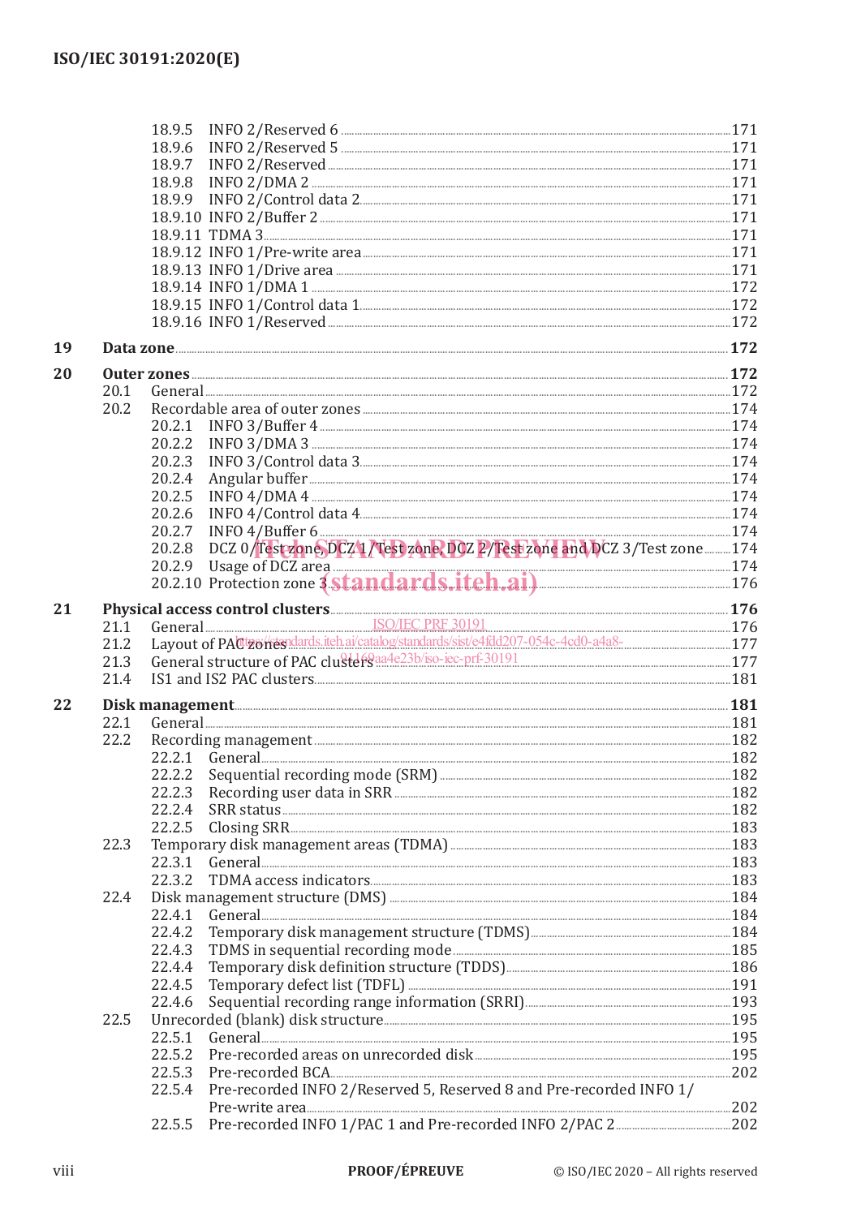18.9.5 INFO 2/Reserved 6 .......... 171
18.9.6 INFO 2/Reserved 5 .......... 171
18.9.7 INFO 2/Reserved .......... 171
18.9.8 INFO 2/DMA 2 .......... 171
18.9.9 INFO 2/Control data 2 .......... 171
18.9.10 INFO 2/Buffer 2 .......... 171
18.9.11 TDMA 3 .......... 171
18.9.12 INFO 1/Pre-write area .......... 171
18.9.13 INFO 1/Drive area .......... 171
18.9.14 INFO 1/DMA 1 .......... 172
18.9.15 INFO 1/Control data 1 .......... 172
18.9.16 INFO 1/Reserved .......... 172

**19 Data zone .......... 172**

**20 Outer zones .......... 172**

20.1 General .......... 172
20.2 Recordable area of outer zones .......... 174
20.2.1 INFO 3/Buffer 4 .......... 174
20.2.2 INFO 3/DMA 3 .......... 174
20.2.3 INFO 3/Control data 3 .......... 174
20.2.4 Angular buffer .......... 174
20.2.5 INFO 4/DMA 4 .......... 174
20.2.6 INFO 4/Control data 4 .......... 174
20.2.7 INFO 4/Buffer 6 .......... 174
20.2.8 DCZ 0/Test zone, DCZ 1/Test zone, DCZ 2/Test zone and DCZ 3/Test zone .......... 174
20.2.9 Usage of DCZ area .......... 174
20.2.10 Protection zone 3 .......... 176

**21 Physical access control clusters .......... 176**

21.1 General .......... 176
21.2 Layout of PAC zones .......... 177
21.3 General structure of PAC clusters .......... 177
21.4 IS1 and IS2 PAC clusters .......... 181

**22 Disk management .......... 181**

22.1 General .......... 181
22.2 Recording management .......... 182
22.2.1 General .......... 182
22.2.2 Sequential recording mode (SRM) .......... 182
22.2.3 Recording user data in SRR .......... 182
22.2.4 SRR status .......... 182
22.2.5 Closing SRR .......... 183
22.3 Temporary disk management areas (TDMA) .......... 183
22.3.1 General .......... 183
22.3.2 TDMA access indicators .......... 183
22.4 Disk management structure (DMS) .......... 184
22.4.1 General .......... 184
22.4.2 Temporary disk management structure (TDMS) .......... 184
22.4.3 TDMS in sequential recording mode .......... 185
22.4.4 Temporary disk definition structure (TDDS) .......... 186
22.4.5 Temporary defect list (TDFL) .......... 191
22.4.6 Sequential recording range information (SRRI) .......... 193
22.5 Unrecorded (blank) disk structure .......... 195
22.5.1 General .......... 195
22.5.2 Pre-recorded areas on unrecorded disk .......... 195
22.5.3 Pre-recorded BCA .......... 202
22.5.4 Pre-recorded INFO 2/Reserved 5, Reserved 8 and Pre-recorded INFO 1/Pre-write area .......... 202
22.5.5 Pre-recorded INFO 1/PAC 1 and Pre-recorded INFO 2/PAC 2 .......... 202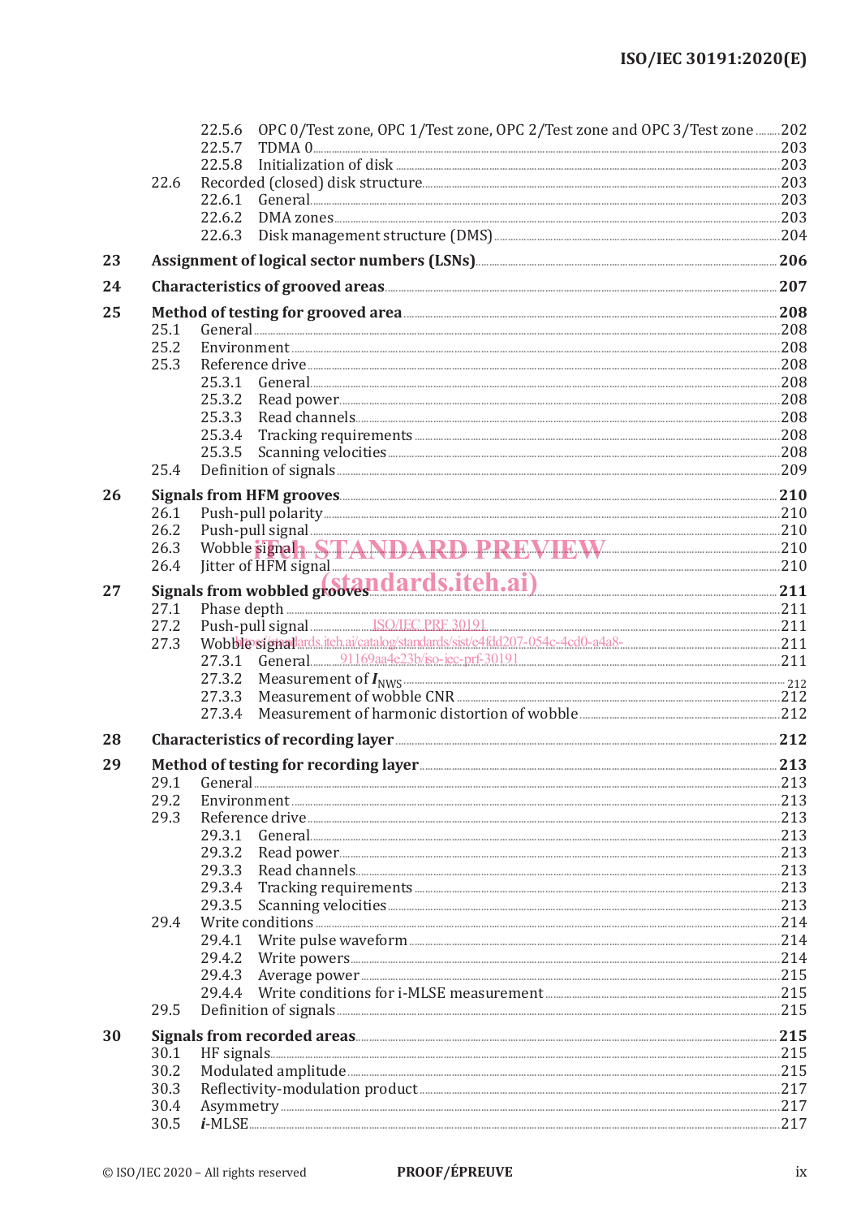22.5.6 OPC 0/Test zone, OPC 1/Test zone, OPC 2/Test zone and OPC 3/Test zone ....... 202
22.5.7 TDMA 0 ....... 203
22.5.8 Initialization of disk ....... 203
22.6 Recorded (closed) disk structure ....... 203
22.6.1 General ....... 203
22.6.2 DMA zones ....... 203
22.6.3 Disk management structure (DMS) ....... 204

**23 Assignment of logical sector numbers (LSNs) ....... 206**

**24 Characteristics of grooved areas ....... 207**

**25 Method of testing for grooved area ....... 208**
25.1 General ....... 208
25.2 Environment ....... 208
25.3 Reference drive ....... 208
25.3.1 General ....... 208
25.3.2 Read power ....... 208
25.3.3 Read channels ....... 208
25.3.4 Tracking requirements ....... 208
25.3.5 Scanning velocities ....... 208
25.4 Definition of signals ....... 209

**26 Signals from HFM grooves ....... 210**
26.1 Push-pull polarity ....... 210
26.2 Push-pull signal ....... 210
26.3 Wobble signal ....... 210
26.4 Jitter of HFM signal ....... 210

**27 Signals from wobbled grooves ....... 211**
27.1 Phase depth ....... 211
27.2 Push-pull signal ....... 211
27.3 Wobble signal ....... 211
27.3.1 General ....... 211
27.3.2 Measurement of $I_{NWS}$ ....... 212
27.3.3 Measurement of wobble CNR ....... 212
27.3.4 Measurement of harmonic distortion of wobble ....... 212

**28 Characteristics of recording layer ....... 212**

**29 Method of testing for recording layer ....... 213**
29.1 General ....... 213
29.2 Environment ....... 213
29.3 Reference drive ....... 213
29.3.1 General ....... 213
29.3.2 Read power ....... 213
29.3.3 Read channels ....... 213
29.3.4 Tracking requirements ....... 213
29.3.5 Scanning velocities ....... 213
29.4 Write conditions ....... 214
29.4.1 Write pulse waveform ....... 214
29.4.2 Write powers ....... 214
29.4.3 Average power ....... 215
29.4.4 Write conditions for i-MLSE measurement ....... 215
29.5 Definition of signals ....... 215

**30 Signals from recorded areas ....... 215**
30.1 HF signals ....... 215
30.2 Modulated amplitude ....... 215
30.3 Reflectivity-modulation product ....... 217
30.4 Asymmetry ....... 217
30.5 *i*-MLSE ....... 217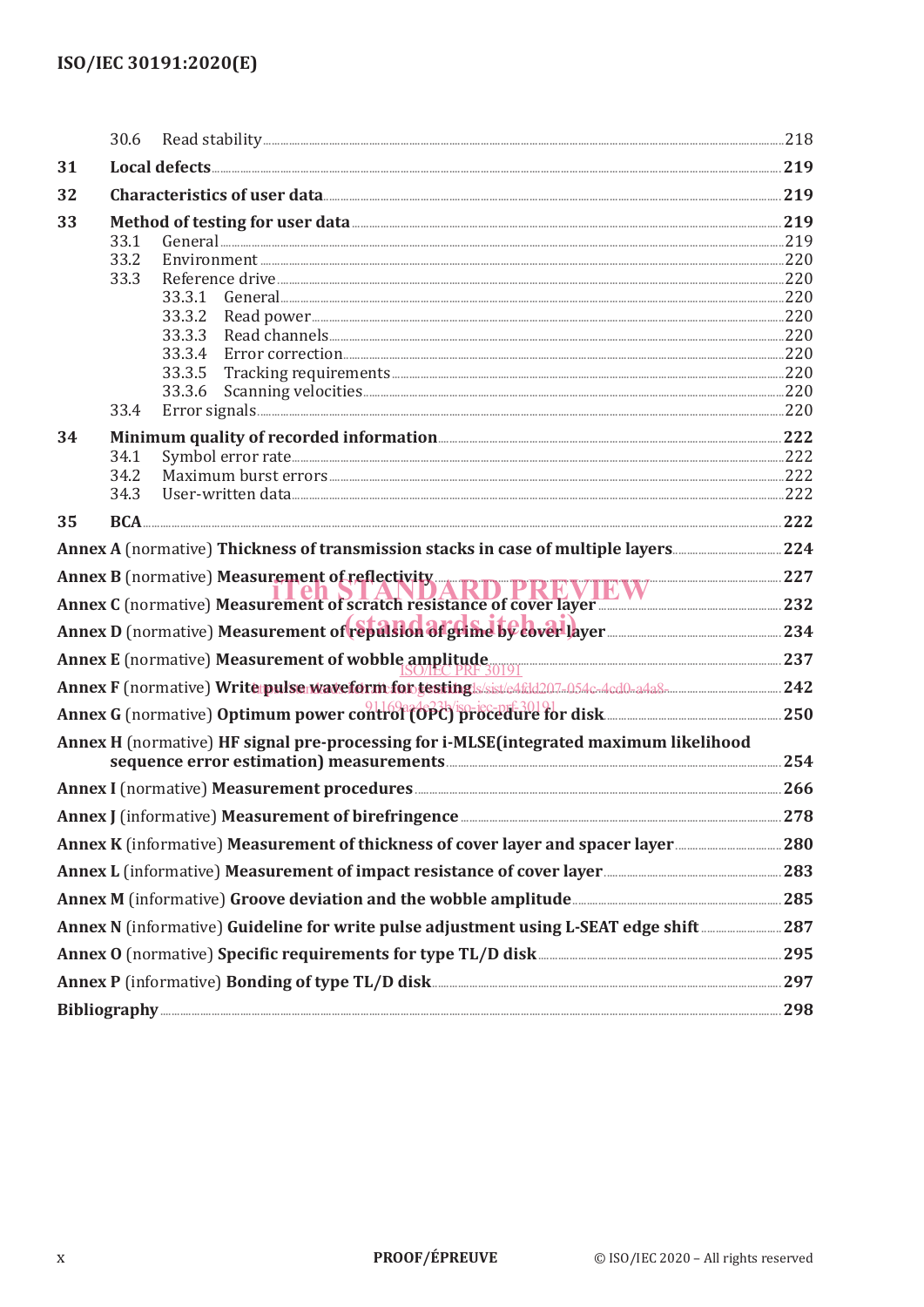30.6 Read stability ... 218

**31 Local defects** ... **219**

**32 Characteristics of user data** ... **219**

**33 Method of testing for user data** ... **219**

33.1 General ... 219

33.2 Environment ... 220

33.3 Reference drive ... 220

33.3.1 General ... 220

33.3.2 Read power ... 220

33.3.3 Read channels ... 220

33.3.4 Error correction ... 220

33.3.5 Tracking requirements ... 220

33.3.6 Scanning velocities ... 220

33.4 Error signals ... 220

**34 Minimum quality of recorded information** ... **222**

34.1 Symbol error rate ... 222

34.2 Maximum burst errors ... 222

34.3 User-written data ... 222

**35 BCA** ... **222**

**Annex A** (normative) **Thickness of transmission stacks in case of multiple layers** ... **224**

**Annex B** (normative) **Measurement of reflectivity** ... **227**

**Annex C** (normative) **Measurement of scratch resistance of cover layer** ... **232**

**Annex D** (normative) **Measurement of repulsion of grime by cover layer** ... **234**

**Annex E** (normative) **Measurement of wobble amplitude** ... **237**

**Annex F** (normative) **Write pulse waveform for testing** ... **242**

**Annex G** (normative) **Optimum power control (OPC) procedure for disk** ... **250**

**Annex H** (normative) **HF signal pre-processing for i-MLSE(integrated maximum likelihood sequence error estimation) measurements** ... **254**

**Annex I** (normative) **Measurement procedures** ... **266**

**Annex J** (informative) **Measurement of birefringence** ... **278**

**Annex K** (informative) **Measurement of thickness of cover layer and spacer layer** ... **280**

**Annex L** (informative) **Measurement of impact resistance of cover layer** ... **283**

**Annex M** (informative) **Groove deviation and the wobble amplitude** ... **285**

**Annex N** (informative) **Guideline for write pulse adjustment using L-SEAT edge shift** ... **287**

**Annex O** (normative) **Specific requirements for type TL/D disk** ... **295**

**Annex P** (informative) **Bonding of type TL/D disk** ... **297**

**Bibliography** ... **298**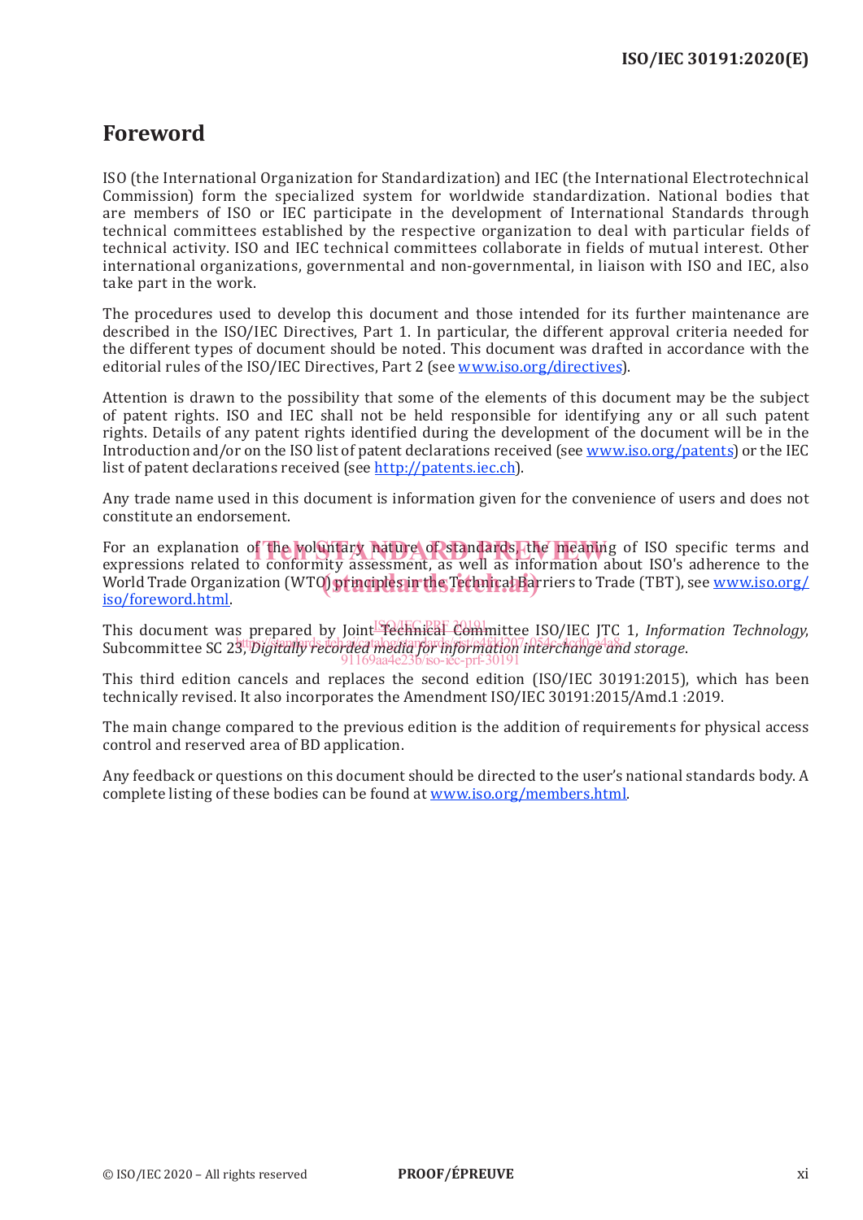# Foreword

ISO (the International Organization for Standardization) and IEC (the International Electrotechnical Commission) form the specialized system for worldwide standardization. National bodies that are members of ISO or IEC participate in the development of International Standards through technical committees established by the respective organization to deal with particular fields of technical activity. ISO and IEC technical committees collaborate in fields of mutual interest. Other international organizations, governmental and non-governmental, in liaison with ISO and IEC, also take part in the work.

The procedures used to develop this document and those intended for its further maintenance are described in the ISO/IEC Directives, Part 1. In particular, the different approval criteria needed for the different types of document should be noted. This document was drafted in accordance with the editorial rules of the ISO/IEC Directives, Part 2 (see www.iso.org/directives).

Attention is drawn to the possibility that some of the elements of this document may be the subject of patent rights. ISO and IEC shall not be held responsible for identifying any or all such patent rights. Details of any patent rights identified during the development of the document will be in the Introduction and/or on the ISO list of patent declarations received (see www.iso.org/patents) or the IEC list of patent declarations received (see http://patents.iec.ch).

Any trade name used in this document is information given for the convenience of users and does not constitute an endorsement.

For an explanation of the voluntary nature of standards, the meaning of ISO specific terms and expressions related to conformity assessment, as well as information about ISO's adherence to the World Trade Organization (WTO) principles in the Technical Barriers to Trade (TBT), see www.iso.org/iso/foreword.html.

This document was prepared by Joint Technical Committee ISO/IEC JTC 1, *Information Technology*, Subcommittee SC 23, *Digitally recorded media for information interchange and storage*.

This third edition cancels and replaces the second edition (ISO/IEC 30191:2015), which has been technically revised. It also incorporates the Amendment ISO/IEC 30191:2015/Amd.1 :2019.

The main change compared to the previous edition is the addition of requirements for physical access control and reserved area of BD application.

Any feedback or questions on this document should be directed to the user's national standards body. A complete listing of these bodies can be found at www.iso.org/members.html.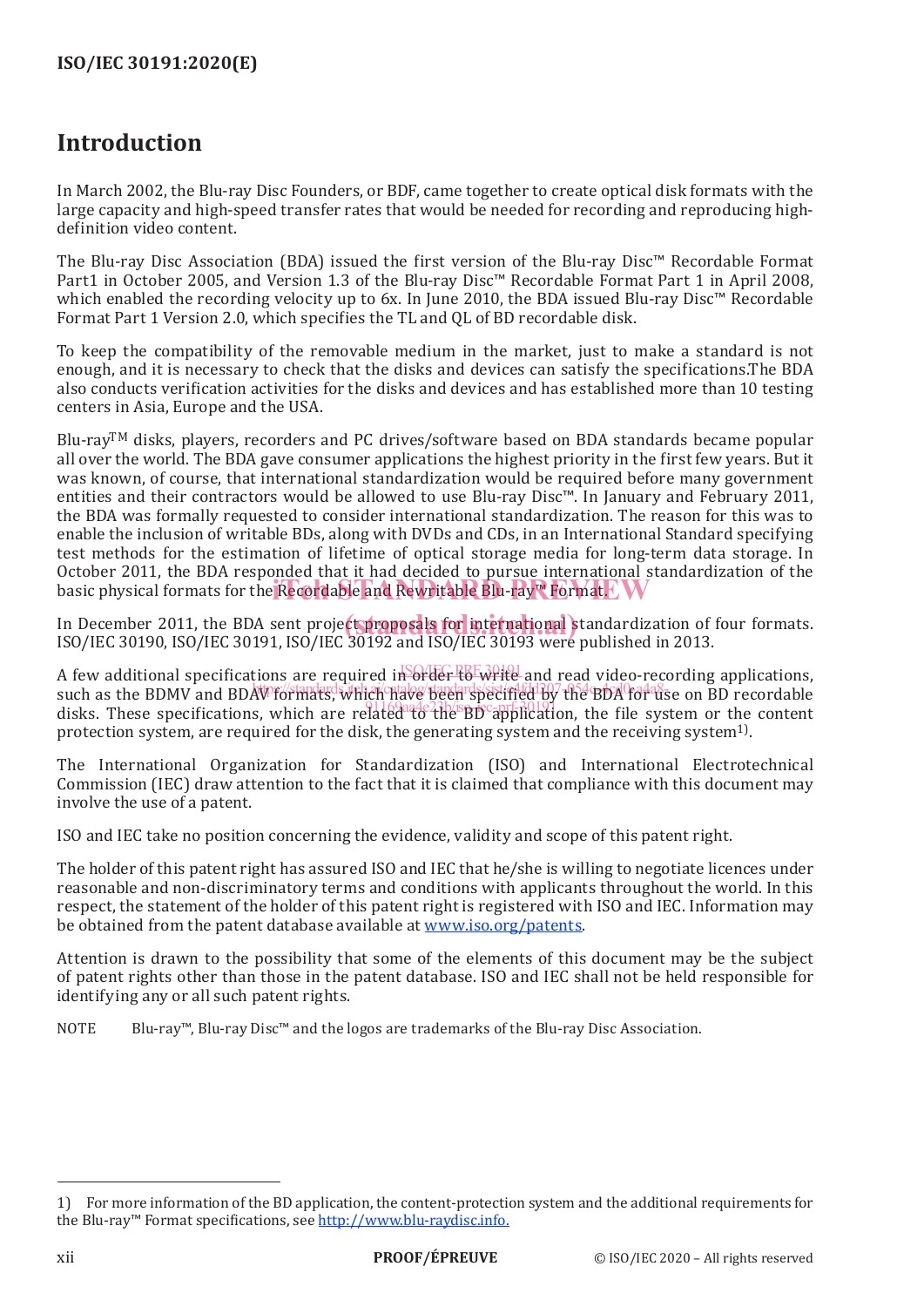# Introduction

In March 2002, the Blu-ray Disc Founders, or BDF, came together to create optical disk formats with the large capacity and high-speed transfer rates that would be needed for recording and reproducing high-definition video content.

The Blu-ray Disc Association (BDA) issued the first version of the Blu-ray Disc™ Recordable Format Part1 in October 2005, and Version 1.3 of the Blu-ray Disc™ Recordable Format Part 1 in April 2008, which enabled the recording velocity up to 6x. In June 2010, the BDA issued Blu-ray Disc™ Recordable Format Part 1 Version 2.0, which specifies the TL and QL of BD recordable disk.

To keep the compatibility of the removable medium in the market, just to make a standard is not enough, and it is necessary to check that the disks and devices can satisfy the specifications.The BDA also conducts verification activities for the disks and devices and has established more than 10 testing centers in Asia, Europe and the USA.

Blu-ray™ disks, players, recorders and PC drives/software based on BDA standards became popular all over the world. The BDA gave consumer applications the highest priority in the first few years. But it was known, of course, that international standardization would be required before many government entities and their contractors would be allowed to use Blu-ray Disc™. In January and February 2011, the BDA was formally requested to consider international standardization. The reason for this was to enable the inclusion of writable BDs, along with DVDs and CDs, in an International Standard specifying test methods for the estimation of lifetime of optical storage media for long-term data storage. In October 2011, the BDA responded that it had decided to pursue international standardization of the basic physical formats for the Recordable and Rewritable Blu-ray™ Format.

In December 2011, the BDA sent project proposals for international standardization of four formats. ISO/IEC 30190, ISO/IEC 30191, ISO/IEC 30192 and ISO/IEC 30193 were published in 2013.

A few additional specifications are required in order to write and read video-recording applications, such as the BDMV and BDAV formats, which have been specified by the BDA for use on BD recordable disks. These specifications, which are related to the BD application, the file system or the content protection system, are required for the disk, the generating system and the receiving system[1].

The International Organization for Standardization (ISO) and International Electrotechnical Commission (IEC) draw attention to the fact that it is claimed that compliance with this document may involve the use of a patent.

ISO and IEC take no position concerning the evidence, validity and scope of this patent right.

The holder of this patent right has assured ISO and IEC that he/she is willing to negotiate licences under reasonable and non-discriminatory terms and conditions with applicants throughout the world. In this respect, the statement of the holder of this patent right is registered with ISO and IEC. Information may be obtained from the patent database available at www.iso.org/patents.

Attention is drawn to the possibility that some of the elements of this document may be the subject of patent rights other than those in the patent database. ISO and IEC shall not be held responsible for identifying any or all such patent rights.

NOTE Blu-ray™, Blu-ray Disc™ and the logos are trademarks of the Blu-ray Disc Association.

1) For more information of the BD application, the content-protection system and the additional requirements for the Blu-ray™ Format specifications, see http://www.blu-raydisc.info.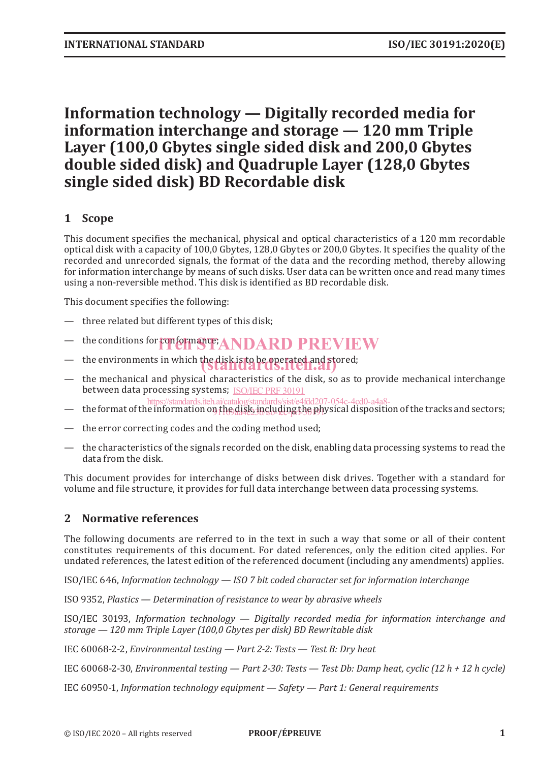# Information technology — Digitally recorded media for information interchange and storage — 120 mm Triple Layer (100,0 Gbytes single sided disk and 200,0 Gbytes double sided disk) and Quadruple Layer (128,0 Gbytes single sided disk) BD Recordable disk

## 1 Scope

This document specifies the mechanical, physical and optical characteristics of a 120 mm recordable optical disk with a capacity of 100,0 Gbytes, 128,0 Gbytes or 200,0 Gbytes. It specifies the quality of the recorded and unrecorded signals, the format of the data and the recording method, thereby allowing for information interchange by means of such disks. User data can be written once and read many times using a non-reversible method. This disk is identified as BD recordable disk.

This document specifies the following:

- three related but different types of this disk;
- the conditions for conformance;
- the environments in which the disk is to be operated and stored;
- the mechanical and physical characteristics of the disk, so as to provide mechanical interchange between data processing systems;
- the format of the information on the disk, including the physical disposition of the tracks and sectors;
- the error correcting codes and the coding method used;
- the characteristics of the signals recorded on the disk, enabling data processing systems to read the data from the disk.

This document provides for interchange of disks between disk drives. Together with a standard for volume and file structure, it provides for full data interchange between data processing systems.

## 2 Normative references

The following documents are referred to in the text in such a way that some or all of their content constitutes requirements of this document. For dated references, only the edition cited applies. For undated references, the latest edition of the referenced document (including any amendments) applies.

ISO/IEC 646, *Information technology — ISO 7 bit coded character set for information interchange*

ISO 9352, *Plastics — Determination of resistance to wear by abrasive wheels*

ISO/IEC 30193, *Information technology — Digitally recorded media for information interchange and storage — 120 mm Triple Layer (100,0 Gbytes per disk) BD Rewritable disk*

IEC 60068-2-2, *Environmental testing — Part 2-2: Tests — Test B: Dry heat*

IEC 60068-2-30, *Environmental testing — Part 2-30: Tests — Test Db: Damp heat, cyclic (12 h + 12 h cycle)*

IEC 60950-1, *Information technology equipment — Safety — Part 1: General requirements*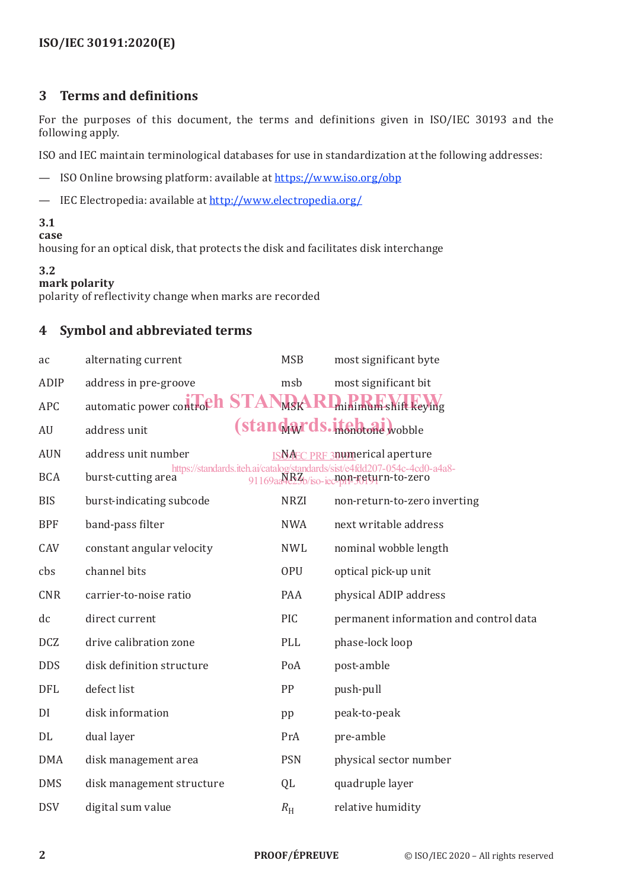## 3 Terms and definitions

For the purposes of this document, the terms and definitions given in ISO/IEC 30193 and the following apply.

ISO and IEC maintain terminological databases for use in standardization at the following addresses:

— ISO Online browsing platform: available at https://www.iso.org/obp

— IEC Electropedia: available at http://www.electropedia.org/

**3.1**
**case**
housing for an optical disk, that protects the disk and facilitates disk interchange

**3.2**
**mark polarity**
polarity of reflectivity change when marks are recorded

## 4 Symbol and abbreviated terms

| | |
|---|---|
| ac | alternating current |
| ADIP | address in pre-groove |
| APC | automatic power control |
| AU | address unit |
| AUN | address unit number |
| BCA | burst-cutting area |
| BIS | burst-indicating subcode |
| BPF | band-pass filter |
| CAV | constant angular velocity |
| cbs | channel bits |
| CNR | carrier-to-noise ratio |
| dc | direct current |
| DCZ | drive calibration zone |
| DDS | disk definition structure |
| DFL | defect list |
| DI | disk information |
| DL | dual layer |
| DMA | disk management area |
| DMS | disk management structure |
| DSV | digital sum value |
| MSB | most significant byte |
| msb | most significant bit |
| MSK | minimum shift keying |
| MW | monotone wobble |
| NA | numerical aperture |
| NRZ | non-return-to-zero |
| NRZI | non-return-to-zero inverting |
| NWA | next writable address |
| NWL | nominal wobble length |
| OPU | optical pick-up unit |
| PAA | physical ADIP address |
| PIC | permanent information and control data |
| PLL | phase-lock loop |
| PoA | post-amble |
| PP | push-pull |
| pp | peak-to-peak |
| PrA | pre-amble |
| PSN | physical sector number |
| QL | quadruple layer |
| $R_H$ | relative humidity |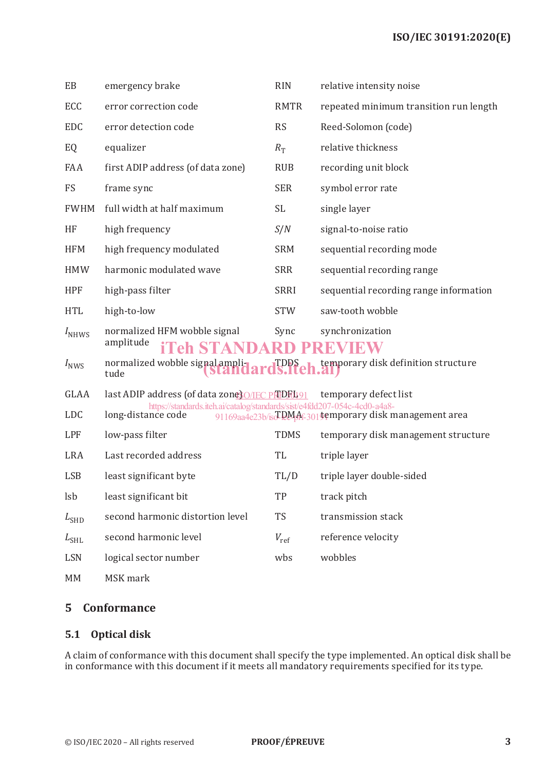| | | | |
|---|---|---|---|
| EB | emergency brake | RIN | relative intensity noise |
| ECC | error correction code | RMTR | repeated minimum transition run length |
| EDC | error detection code | RS | Reed-Solomon (code) |
| EQ | equalizer | $R_T$ | relative thickness |
| FAA | first ADIP address (of data zone) | RUB | recording unit block |
| FS | frame sync | SER | symbol error rate |
| FWHM | full width at half maximum | SL | single layer |
| HF | high frequency | $S/N$ | signal-to-noise ratio |
| HFM | high frequency modulated | SRM | sequential recording mode |
| HMW | harmonic modulated wave | SRR | sequential recording range |
| HPF | high-pass filter | SRRI | sequential recording range information |
| HTL | high-to-low | STW | saw-tooth wobble |
| $I_{NHWS}$ | normalized HFM wobble signal amplitude | Sync | synchronization |
| $I_{NWS}$ | normalized wobble signal amplitude | TDDS | temporary disk definition structure |
| GLAA | last ADIP address (of data zone) | TDFL | temporary defect list |
| LDC | long-distance code | TDMA | temporary disk management area |
| LPF | low-pass filter | TDMS | temporary disk management structure |
| LRA | Last recorded address | TL | triple layer |
| LSB | least significant byte | TL/D | triple layer double-sided |
| lsb | least significant bit | TP | track pitch |
| $L_{SHD}$ | second harmonic distortion level | TS | transmission stack |
| $L_{SHL}$ | second harmonic level | $V_{ref}$ | reference velocity |
| LSN | logical sector number | wbs | wobbles |
| MM | MSK mark | | |

## 5 Conformance

### 5.1 Optical disk

A claim of conformance with this document shall specify the type implemented. An optical disk shall be in conformance with this document if it meets all mandatory requirements specified for its type.